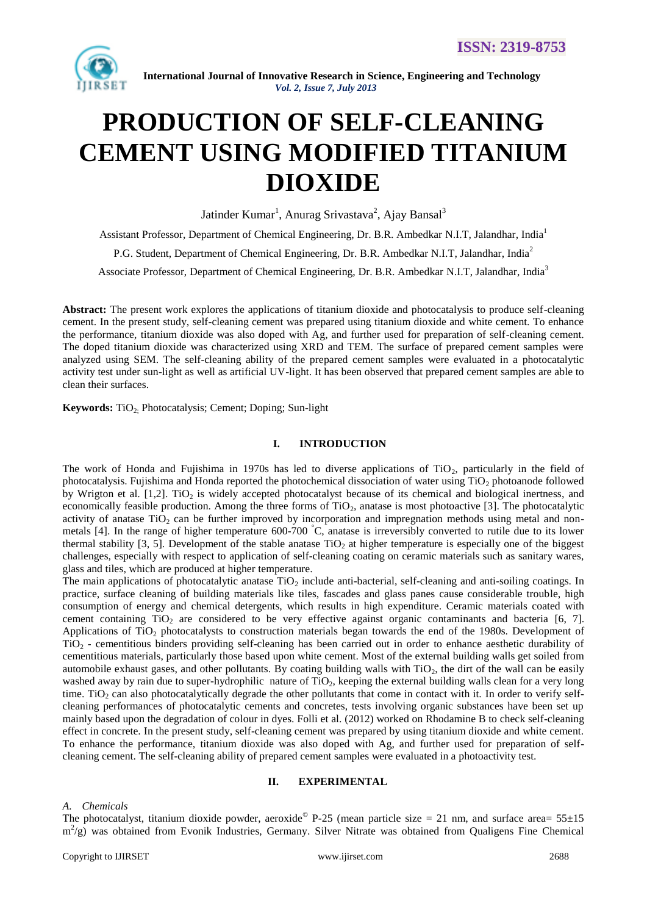# PRODUCTION OF SELF-CLEANING CEMENT USING MODIFIED TITANIUM DIOXIDE

Jatinder Kumar[1], Anurag Srivastava[2], Ajay Bansal[3]

Assistant Professor, Department of Chemical Engineering, Dr. B.R. Ambedkar N.I.T, Jalandhar, India[1]

P.G. Student, Department of Chemical Engineering, Dr. B.R. Ambedkar N.I.T, Jalandhar, India[2]

Associate Professor, Department of Chemical Engineering, Dr. B.R. Ambedkar N.I.T, Jalandhar, India[3]

**Abstract:** The present work explores the applications of titanium dioxide and photocatalysis to produce self-cleaning cement. In the present study, self-cleaning cement was prepared using titanium dioxide and white cement. To enhance the performance, titanium dioxide was also doped with Ag, and further used for preparation of self-cleaning cement. The doped titanium dioxide was characterized using XRD and TEM. The surface of prepared cement samples were analyzed using SEM. The self-cleaning ability of the prepared cement samples were evaluated in a photocatalytic activity test under sun-light as well as artificial UV-light. It has been observed that prepared cement samples are able to clean their surfaces.

**Keywords:** $TiO_2$; Photocatalysis; Cement; Doping; Sun-light

## I. INTRODUCTION

The work of Honda and Fujishima in 1970s has led to diverse applications of $TiO_2$, particularly in the field of photocatalysis. Fujishima and Honda reported the photochemical dissociation of water using $TiO_2$ photoanode followed by Wrigton et al. [1,2]. $TiO_2$ is widely accepted photocatalyst because of its chemical and biological inertness, and economically feasible production. Among the three forms of $TiO_2$, anatase is most photoactive [3]. The photocatalytic activity of anatase $TiO_2$ can be further improved by incorporation and impregnation methods using metal and non-metals [4]. In the range of higher temperature 600-700 °C, anatase is irreversibly converted to rutile due to its lower thermal stability [3, 5]. Development of the stable anatase $TiO_2$ at higher temperature is especially one of the biggest challenges, especially with respect to application of self-cleaning coating on ceramic materials such as sanitary wares, glass and tiles, which are produced at higher temperature.

The main applications of photocatalytic anatase $TiO_2$ include anti-bacterial, self-cleaning and anti-soiling coatings. In practice, surface cleaning of building materials like tiles, fascades and glass panes cause considerable trouble, high consumption of energy and chemical detergents, which results in high expenditure. Ceramic materials coated with cement containing $TiO_2$ are considered to be very effective against organic contaminants and bacteria [6, 7]. Applications of $TiO_2$ photocatalysts to construction materials began towards the end of the 1980s. Development of $TiO_2$ - cementitious binders providing self-cleaning has been carried out in order to enhance aesthetic durability of cementitious materials, particularly those based upon white cement. Most of the external building walls get soiled from automobile exhaust gases, and other pollutants. By coating building walls with $TiO_2$, the dirt of the wall can be easily washed away by rain due to super-hydrophilic nature of $TiO_2$, keeping the external building walls clean for a very long time. $TiO_2$ can also photocatalytically degrade the other pollutants that come in contact with it. In order to verify self-cleaning performances of photocatalytic cements and concretes, tests involving organic substances have been set up mainly based upon the degradation of colour in dyes. Folli et al. (2012) worked on Rhodamine B to check self-cleaning effect in concrete. In the present study, self-cleaning cement was prepared by using titanium dioxide and white cement. To enhance the performance, titanium dioxide was also doped with Ag, and further used for preparation of self-cleaning cement. The self-cleaning ability of prepared cement samples were evaluated in a photoactivity test.

## II. EXPERIMENTAL

### *A. Chemicals*

The photocatalyst, titanium dioxide powder, aeroxide© P-25 (mean particle size = 21 nm, and surface area= 55±15 $m^2/g$) was obtained from Evonik Industries, Germany. Silver Nitrate was obtained from Qualigens Fine Chemical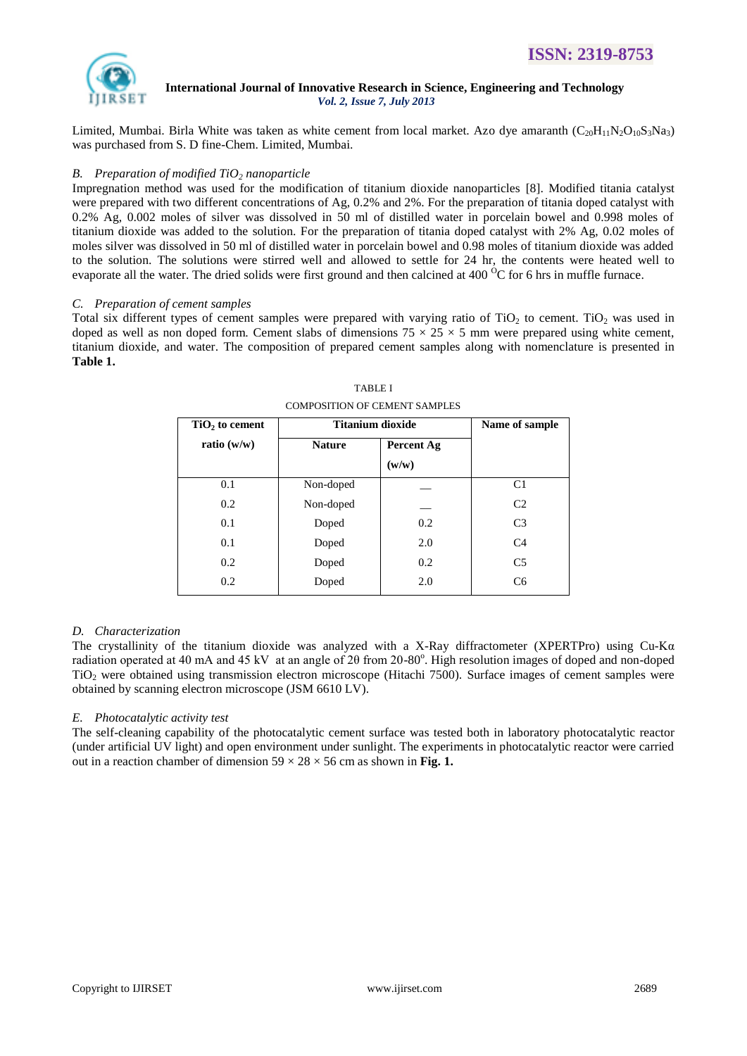Limited, Mumbai. Birla White was taken as white cement from local market. Azo dye amaranth ($C_{20}H_{11}N_2O_{10}S_3Na_3$) was purchased from S. D fine-Chem. Limited, Mumbai.

### *B. Preparation of modified $TiO_2$ nanoparticle*

Impregnation method was used for the modification of titanium dioxide nanoparticles [8]. Modified titania catalyst were prepared with two different concentrations of Ag, 0.2% and 2%. For the preparation of titania doped catalyst with 0.2% Ag, 0.002 moles of silver was dissolved in 50 ml of distilled water in porcelain bowel and 0.998 moles of titanium dioxide was added to the solution. For the preparation of titania doped catalyst with 2% Ag, 0.02 moles of moles silver was dissolved in 50 ml of distilled water in porcelain bowel and 0.98 moles of titanium dioxide was added to the solution. The solutions were stirred well and allowed to settle for 24 hr, the contents were heated well to evaporate all the water. The dried solids were first ground and then calcined at 400 $^{O}$C for 6 hrs in muffle furnace.

### *C. Preparation of cement samples*

Total six different types of cement samples were prepared with varying ratio of $TiO_2$ to cement. $TiO_2$ was used in doped as well as non doped form. Cement slabs of dimensions $75 \times 25 \times 5$ mm were prepared using white cement, titanium dioxide, and water. The composition of prepared cement samples along with nomenclature is presented in **Table 1.**

TABLE I
COMPOSITION OF CEMENT SAMPLES

| $TiO_2$ to cement ratio (w/w) | Titanium dioxide | | Name of sample |
|---|---|---|---|
| | Nature | Percent Ag (w/w) | |
| 0.1 | Non-doped | __ | C1 |
| 0.2 | Non-doped | __ | C2 |
| 0.1 | Doped | 0.2 | C3 |
| 0.1 | Doped | 2.0 | C4 |
| 0.2 | Doped | 0.2 | C5 |
| 0.2 | Doped | 2.0 | C6 |

### *D. Characterization*

The crystallinity of the titanium dioxide was analyzed with a X-Ray diffractometer (XPERTPro) using Cu-Kα radiation operated at 40 mA and 45 kV at an angle of 2θ from 20-80°. High resolution images of doped and non-doped $TiO_2$ were obtained using transmission electron microscope (Hitachi 7500). Surface images of cement samples were obtained by scanning electron microscope (JSM 6610 LV).

### *E. Photocatalytic activity test*

The self-cleaning capability of the photocatalytic cement surface was tested both in laboratory photocatalytic reactor (under artificial UV light) and open environment under sunlight. The experiments in photocatalytic reactor were carried out in a reaction chamber of dimension $59 \times 28 \times 56$ cm as shown in **Fig. 1.**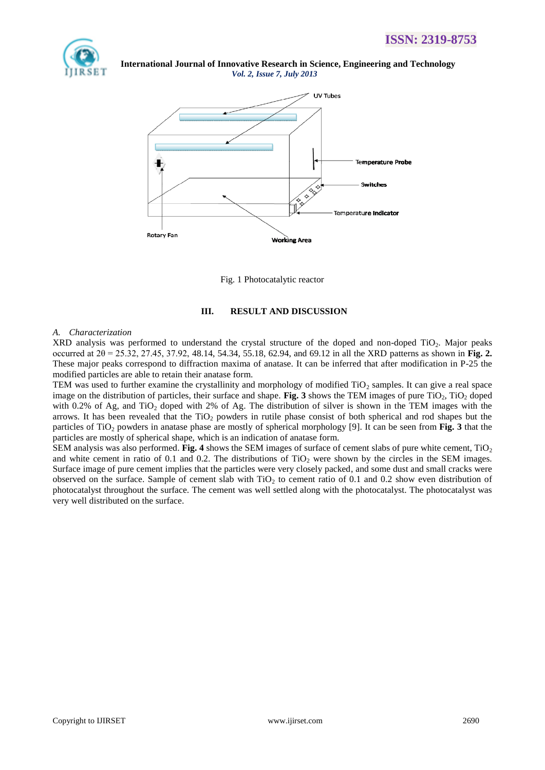Fig. 1 Photocatalytic reactor

## III. RESULT AND DISCUSSION

### *A. Characterization*

XRD analysis was performed to understand the crystal structure of the doped and non-doped $TiO_2$. Major peaks occurred at $2\theta = 25.32$, 27.45, 37.92, 48.14, 54.34, 55.18, 62.94, and 69.12 in all the XRD patterns as shown in **Fig. 2.** These major peaks correspond to diffraction maxima of anatase. It can be inferred that after modification in P-25 the modified particles are able to retain their anatase form.

TEM was used to further examine the crystallinity and morphology of modified $TiO_2$ samples. It can give a real space image on the distribution of particles, their surface and shape. **Fig. 3** shows the TEM images of pure $TiO_2$, $TiO_2$ doped with 0.2% of Ag, and $TiO_2$ doped with 2% of Ag. The distribution of silver is shown in the TEM images with the arrows. It has been revealed that the $TiO_2$ powders in rutile phase consist of both spherical and rod shapes but the particles of $TiO_2$ powders in anatase phase are mostly of spherical morphology [9]. It can be seen from **Fig. 3** that the particles are mostly of spherical shape, which is an indication of anatase form.

SEM analysis was also performed. **Fig. 4** shows the SEM images of surface of cement slabs of pure white cement, $TiO_2$ and white cement in ratio of 0.1 and 0.2. The distributions of $TiO_2$ were shown by the circles in the SEM images. Surface image of pure cement implies that the particles were very closely packed, and some dust and small cracks were observed on the surface. Sample of cement slab with $TiO_2$ to cement ratio of 0.1 and 0.2 show even distribution of photocatalyst throughout the surface. The cement was well settled along with the photocatalyst. The photocatalyst was very well distributed on the surface.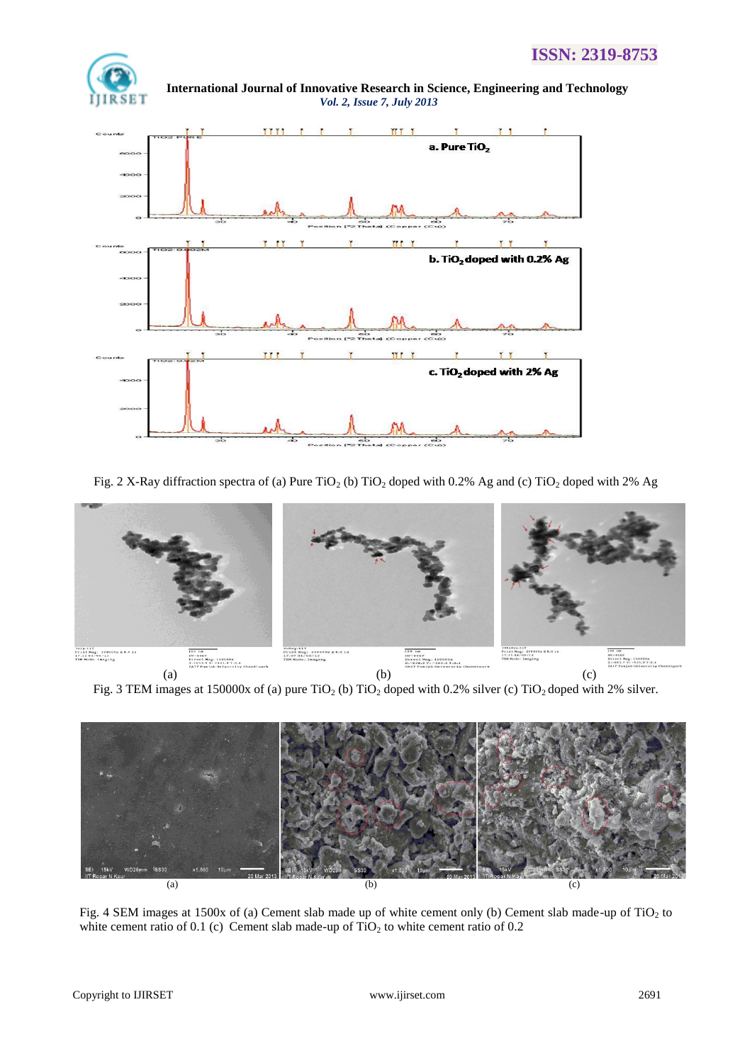Fig. 2 X-Ray diffraction spectra of (a) Pure $TiO_2$ (b) $TiO_2$ doped with 0.2% Ag and (c) $TiO_2$ doped with 2% Ag

(a) (b) (c)

Fig. 3 TEM images at 150000x of (a) pure $TiO_2$ (b) $TiO_2$ doped with 0.2% silver (c) $TiO_2$ doped with 2% silver.

(a) (b) (c)

Fig. 4 SEM images at 1500x of (a) Cement slab made up of white cement only (b) Cement slab made-up of $TiO_2$ to white cement ratio of 0.1 (c) Cement slab made-up of $TiO_2$ to white cement ratio of 0.2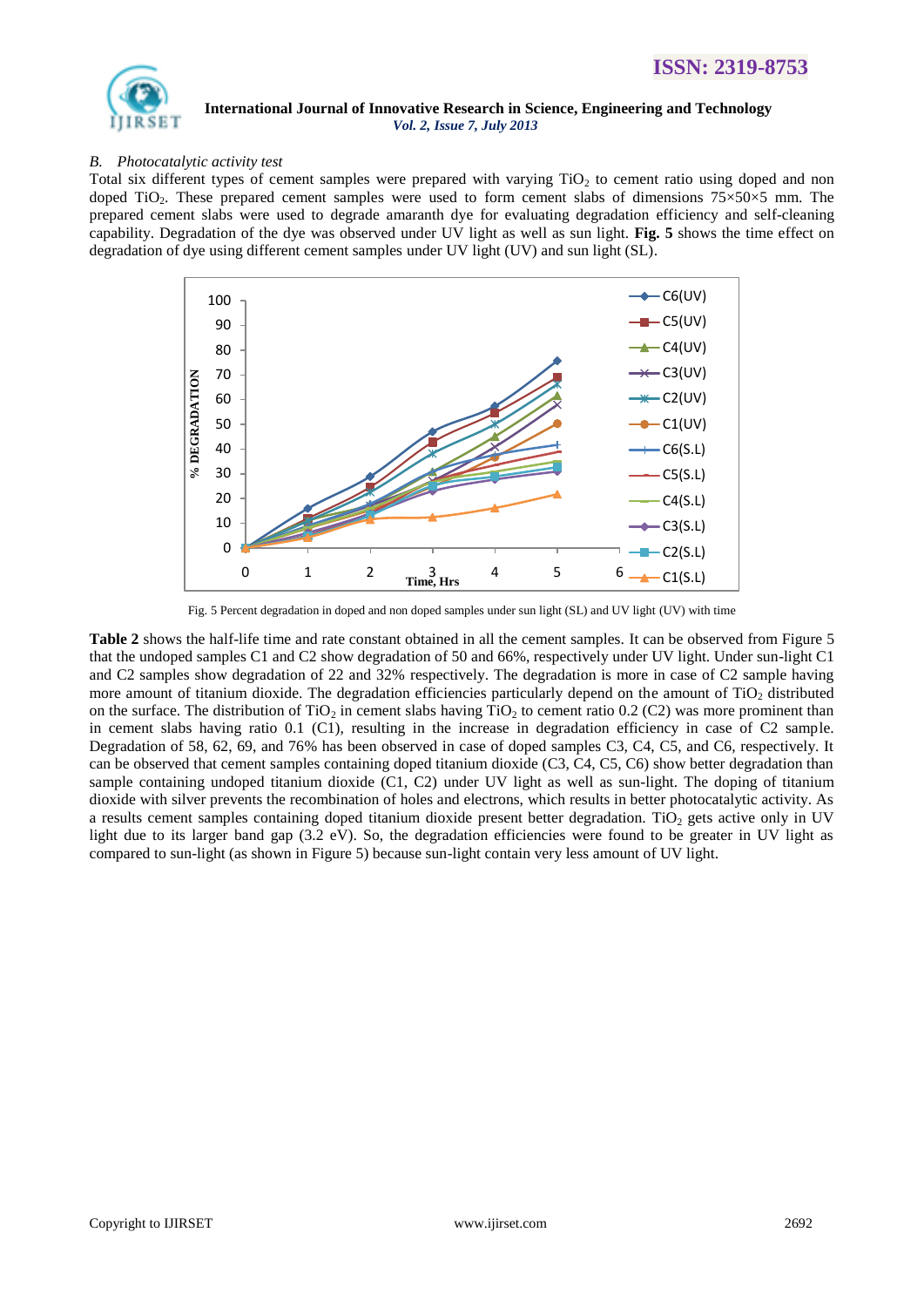### B. *Photocatalytic activity test*

Total six different types of cement samples were prepared with varying $TiO_2$ to cement ratio using doped and non doped $TiO_2$. These prepared cement samples were used to form cement slabs of dimensions 75×50×5 mm. The prepared cement slabs were used to degrade amaranth dye for evaluating degradation efficiency and self-cleaning capability. Degradation of the dye was observed under UV light as well as sun light. **Fig. 5** shows the time effect on degradation of dye using different cement samples under UV light (UV) and sun light (SL).

Fig. 5 Percent degradation in doped and non doped samples under sun light (SL) and UV light (UV) with time

**Table 2** shows the half-life time and rate constant obtained in all the cement samples. It can be observed from Figure 5 that the undoped samples C1 and C2 show degradation of 50 and 66%, respectively under UV light. Under sun-light C1 and C2 samples show degradation of 22 and 32% respectively. The degradation is more in case of C2 sample having more amount of titanium dioxide. The degradation efficiencies particularly depend on the amount of $TiO_2$ distributed on the surface. The distribution of $TiO_2$ in cement slabs having $TiO_2$ to cement ratio 0.2 (C2) was more prominent than in cement slabs having ratio 0.1 (C1), resulting in the increase in degradation efficiency in case of C2 sample. Degradation of 58, 62, 69, and 76% has been observed in case of doped samples C3, C4, C5, and C6, respectively. It can be observed that cement samples containing doped titanium dioxide (C3, C4, C5, C6) show better degradation than sample containing undoped titanium dioxide (C1, C2) under UV light as well as sun-light. The doping of titanium dioxide with silver prevents the recombination of holes and electrons, which results in better photocatalytic activity. As a results cement samples containing doped titanium dioxide present better degradation. $TiO_2$ gets active only in UV light due to its larger band gap (3.2 eV). So, the degradation efficiencies were found to be greater in UV light as compared to sun-light (as shown in Figure 5) because sun-light contain very less amount of UV light.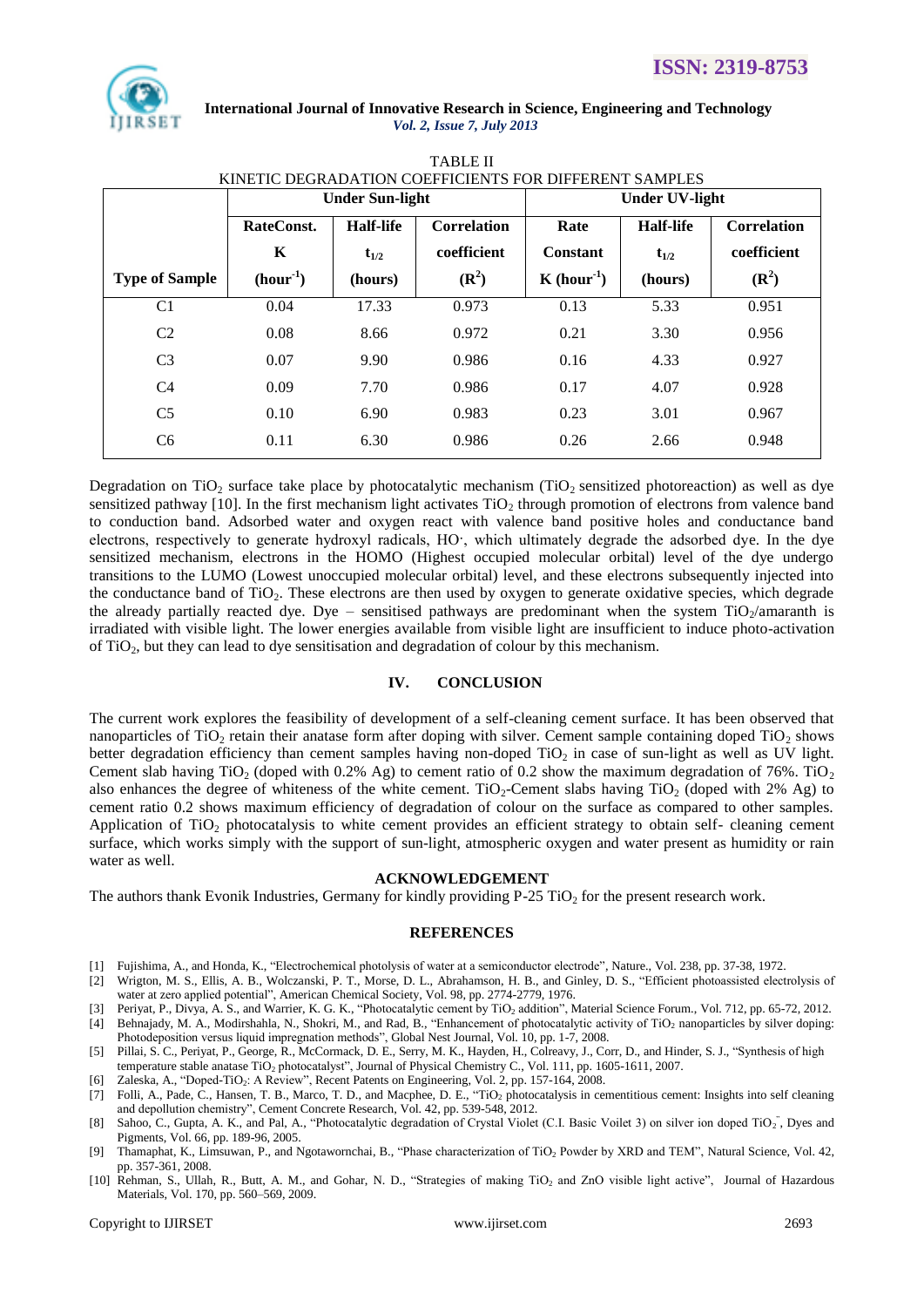TABLE II
KINETIC DEGRADATION COEFFICIENTS FOR DIFFERENT SAMPLES

| Type of Sample | Under Sun-light | | | Under UV-light | | |
|---|---|---|---|---|---|---|
| | RateConst. K $(hour^{-1})$ | Half-life $t_{1/2}$ (hours) | Correlation coefficient $(R^2)$ | Rate Constant K $(hour^{-1})$ | Half-life $t_{1/2}$ (hours) | Correlation coefficient $(R^2)$ |
| C1 | 0.04 | 17.33 | 0.973 | 0.13 | 5.33 | 0.951 |
| C2 | 0.08 | 8.66 | 0.972 | 0.21 | 3.30 | 0.956 |
| C3 | 0.07 | 9.90 | 0.986 | 0.16 | 4.33 | 0.927 |
| C4 | 0.09 | 7.70 | 0.986 | 0.17 | 4.07 | 0.928 |
| C5 | 0.10 | 6.90 | 0.983 | 0.23 | 3.01 | 0.967 |
| C6 | 0.11 | 6.30 | 0.986 | 0.26 | 2.66 | 0.948 |

Degradation on $TiO_2$ surface take place by photocatalytic mechanism ($TiO_2$ sensitized photoreaction) as well as dye sensitized pathway [10]. In the first mechanism light activates $TiO_2$ through promotion of electrons from valence band to conduction band. Adsorbed water and oxygen react with valence band positive holes and conductance band electrons, respectively to generate hydroxyl radicals, HO·, which ultimately degrade the adsorbed dye. In the dye sensitized mechanism, electrons in the HOMO (Highest occupied molecular orbital) level of the dye undergo transitions to the LUMO (Lowest unoccupied molecular orbital) level, and these electrons subsequently injected into the conductance band of $TiO_2$. These electrons are then used by oxygen to generate oxidative species, which degrade the already partially reacted dye. Dye – sensitised pathways are predominant when the system $TiO_2$/amaranth is irradiated with visible light. The lower energies available from visible light are insufficient to induce photo-activation of $TiO_2$, but they can lead to dye sensitisation and degradation of colour by this mechanism.

## IV. CONCLUSION

The current work explores the feasibility of development of a self-cleaning cement surface. It has been observed that nanoparticles of $TiO_2$ retain their anatase form after doping with silver. Cement sample containing doped $TiO_2$ shows better degradation efficiency than cement samples having non-doped $TiO_2$ in case of sun-light as well as UV light. Cement slab having $TiO_2$ (doped with 0.2% Ag) to cement ratio of 0.2 show the maximum degradation of 76%. $TiO_2$ also enhances the degree of whiteness of the white cement. $TiO_2$-Cement slabs having $TiO_2$ (doped with 2% Ag) to cement ratio 0.2 shows maximum efficiency of degradation of colour on the surface as compared to other samples. Application of $TiO_2$ photocatalysis to white cement provides an efficient strategy to obtain self- cleaning cement surface, which works simply with the support of sun-light, atmospheric oxygen and water present as humidity or rain water as well.

## ACKNOWLEDGEMENT

The authors thank Evonik Industries, Germany for kindly providing P-25 $TiO_2$ for the present research work.

## REFERENCES

[1] Fujishima, A., and Honda, K., "Electrochemical photolysis of water at a semiconductor electrode", Nature., Vol. 238, pp. 37-38, 1972.

[2] Wrigton, M. S., Ellis, A. B., Wolczanski, P. T., Morse, D. L., Abrahamson, H. B., and Ginley, D. S., "Efficient photoassisted electrolysis of water at zero applied potential", American Chemical Society, Vol. 98, pp. 2774-2779, 1976.

[3] Periyat, P., Divya, A. S., and Warrier, K. G. K., "Photocatalytic cement by $TiO_2$ addition", Material Science Forum., Vol. 712, pp. 65-72, 2012.

[4] Behnajady, M. A., Modirshahla, N., Shokri, M., and Rad, B., "Enhancement of photocatalytic activity of $TiO_2$ nanoparticles by silver doping: Photodeposition versus liquid impregnation methods", Global Nest Journal, Vol. 10, pp. 1-7, 2008.

[5] Pillai, S. C., Periyat, P., George, R., McCormack, D. E., Serry, M. K., Hayden, H., Colreavy, J., Corr, D., and Hinder, S. J., "Synthesis of high temperature stable anatase $TiO_2$ photocatalyst", Journal of Physical Chemistry C., Vol. 111, pp. 1605-1611, 2007.

[6] Zaleska, A., "Doped-$TiO_2$: A Review", Recent Patents on Engineering, Vol. 2, pp. 157-164, 2008.

[7] Folli, A., Pade, C., Hansen, T. B., Marco, T. D., and Macphee, D. E., "$TiO_2$ photocatalysis in cementitious cement: Insights into self cleaning and depollution chemistry", Cement Concrete Research, Vol. 42, pp. 539-548, 2012.

[8] Sahoo, C., Gupta, A. K., and Pal, A., "Photocatalytic degradation of Crystal Violet (C.I. Basic Voilet 3) on silver ion doped $TiO_2$", Dyes and Pigments, Vol. 66, pp. 189-96, 2005.

[9] Thamaphat, K., Limsuwan, P., and Ngotawornchai, B., "Phase characterization of $TiO_2$ Powder by XRD and TEM", Natural Science, Vol. 42, pp. 357-361, 2008.

[10] Rehman, S., Ullah, R., Butt, A. M., and Gohar, N. D., "Strategies of making $TiO_2$ and ZnO visible light active", Journal of Hazardous Materials, Vol. 170, pp. 560–569, 2009.